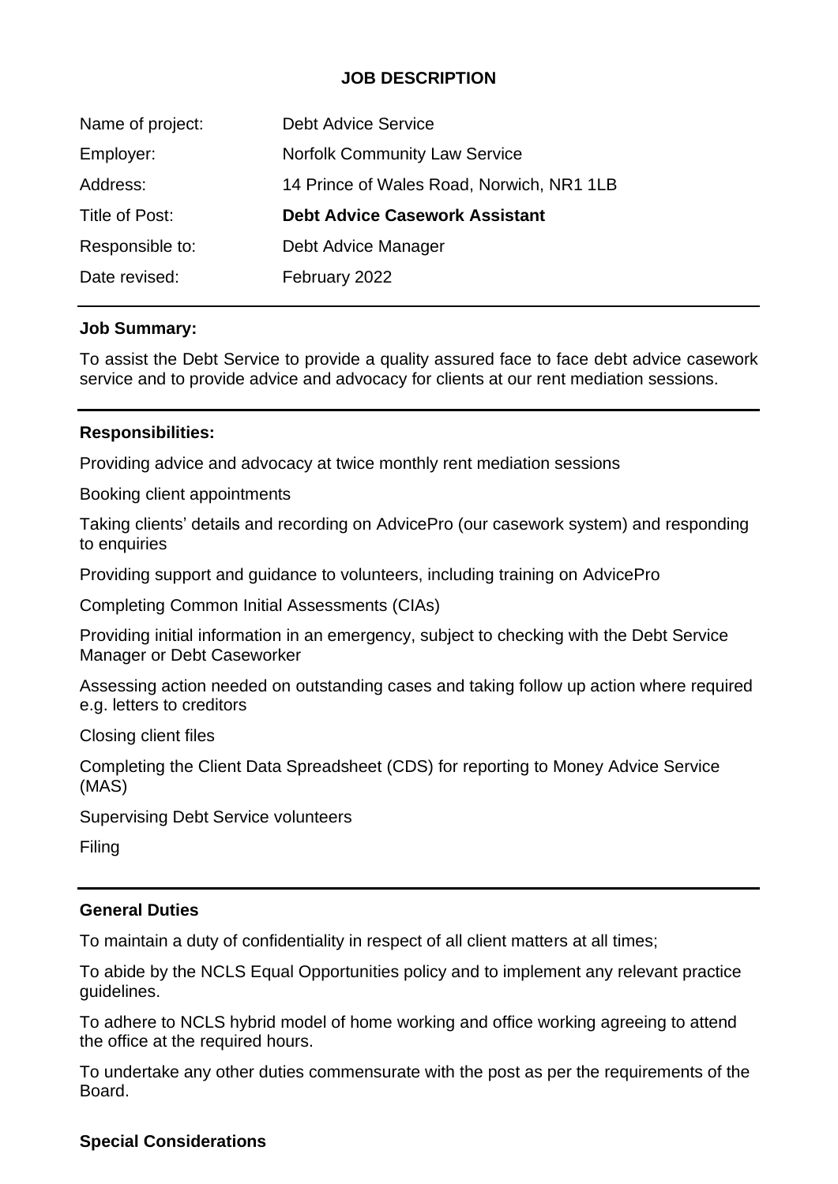# JOB DESCRIPTION

| | |
|---|---|
| Name of project: | Debt Advice Service |
| Employer: | Norfolk Community Law Service |
| Address: | 14 Prince of Wales Road, Norwich, NR1 1LB |
| Title of Post: | **Debt Advice Casework Assistant** |
| Responsible to: | Debt Advice Manager |
| Date revised: | February 2022 |

---

**Job Summary:**

To assist the Debt Service to provide a quality assured face to face debt advice casework service and to provide advice and advocacy for clients at our rent mediation sessions.

---

**Responsibilities:**

Providing advice and advocacy at twice monthly rent mediation sessions

Booking client appointments

Taking clients' details and recording on AdvicePro (our casework system) and responding to enquiries

Providing support and guidance to volunteers, including training on AdvicePro

Completing Common Initial Assessments (CIAs)

Providing initial information in an emergency, subject to checking with the Debt Service Manager or Debt Caseworker

Assessing action needed on outstanding cases and taking follow up action where required e.g. letters to creditors

Closing client files

Completing the Client Data Spreadsheet (CDS) for reporting to Money Advice Service (MAS)

Supervising Debt Service volunteers

Filing

---

**General Duties**

To maintain a duty of confidentiality in respect of all client matters at all times;

To abide by the NCLS Equal Opportunities policy and to implement any relevant practice guidelines.

To adhere to NCLS hybrid model of home working and office working agreeing to attend the office at the required hours.

To undertake any other duties commensurate with the post as per the requirements of the Board.

**Special Considerations**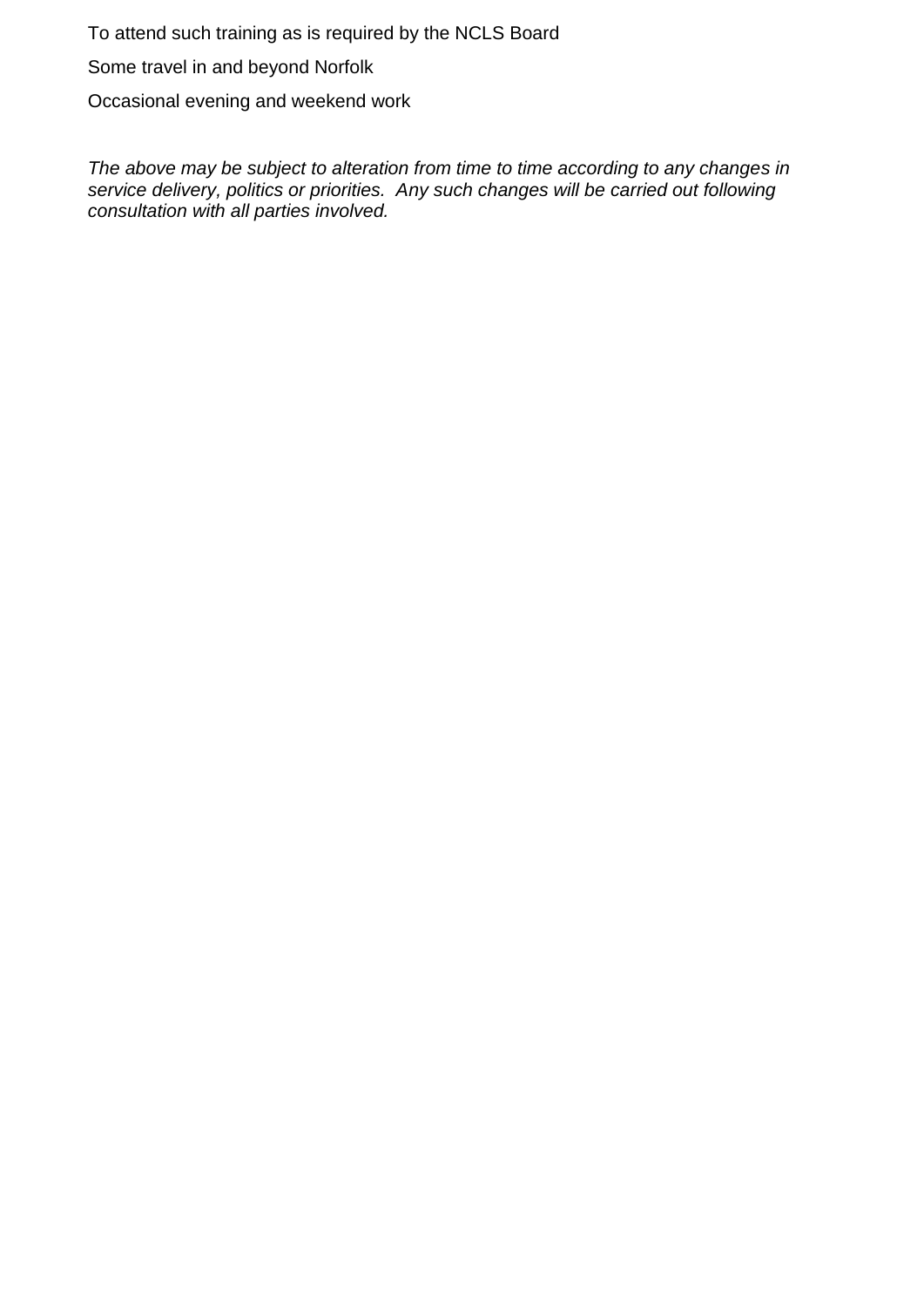To attend such training as is required by the NCLS Board

Some travel in and beyond Norfolk

Occasional evening and weekend work

*The above may be subject to alteration from time to time according to any changes in service delivery, politics or priorities. Any such changes will be carried out following consultation with all parties involved.*